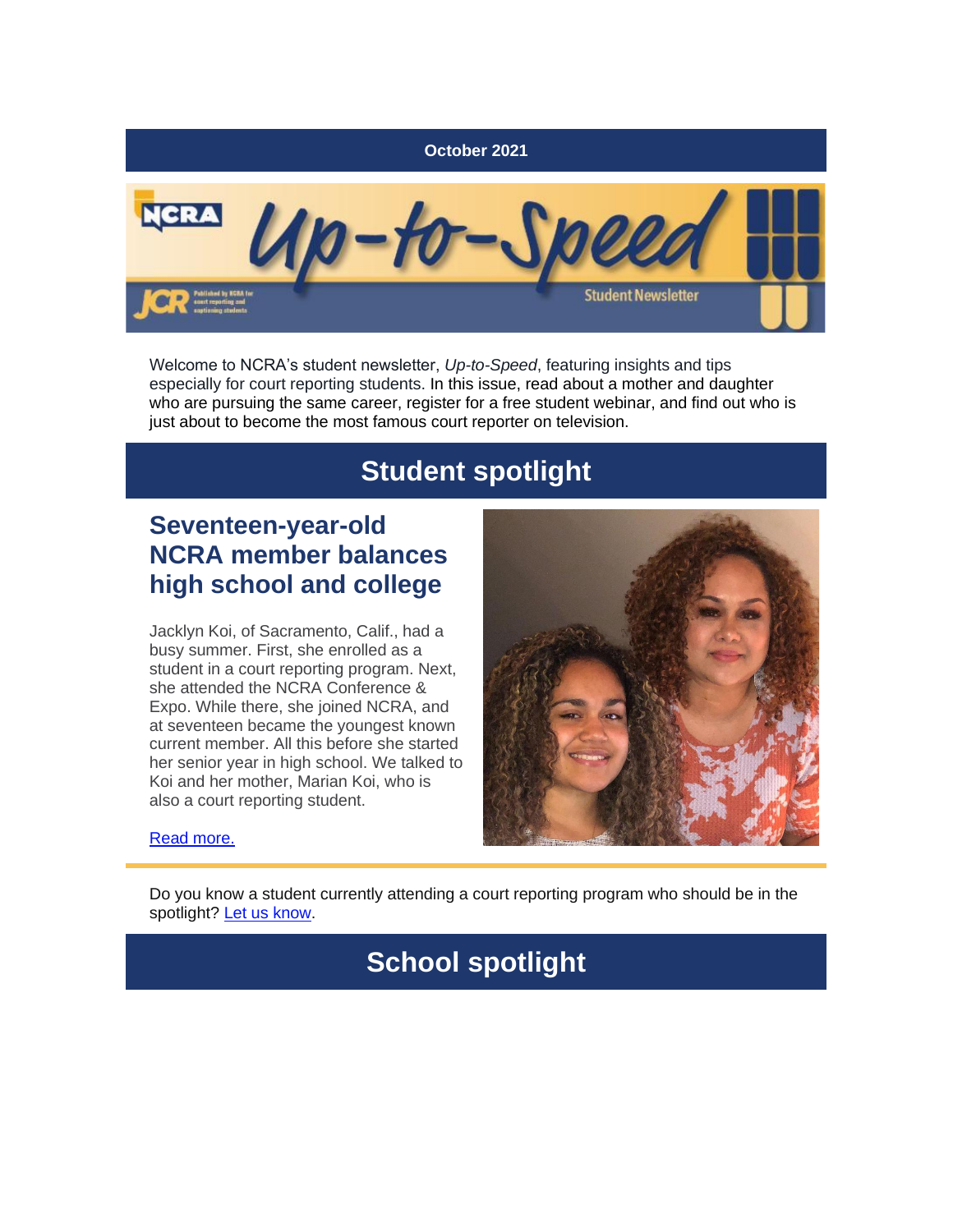October 2021

NCRA *Up-to-Speed* Student Newsletter

JCR Published by NCRA for court reporting and captioning students

Welcome to NCRA's student newsletter, *Up-to-Speed*, featuring insights and tips especially for court reporting students. In this issue, read about a mother and daughter who are pursuing the same career, register for a free student webinar, and find out who is just about to become the most famous court reporter on television.

# Student spotlight

## Seventeen-year-old NCRA member balances high school and college

Jacklyn Koi, of Sacramento, Calif., had a busy summer. First, she enrolled as a student in a court reporting program. Next, she attended the NCRA Conference & Expo. While there, she joined NCRA, and at seventeen became the youngest known current member. All this before she started her senior year in high school. We talked to Koi and her mother, Marian Koi, who is also a court reporting student.

Read more.

Do you know a student currently attending a court reporting program who should be in the spotlight? Let us know.

# School spotlight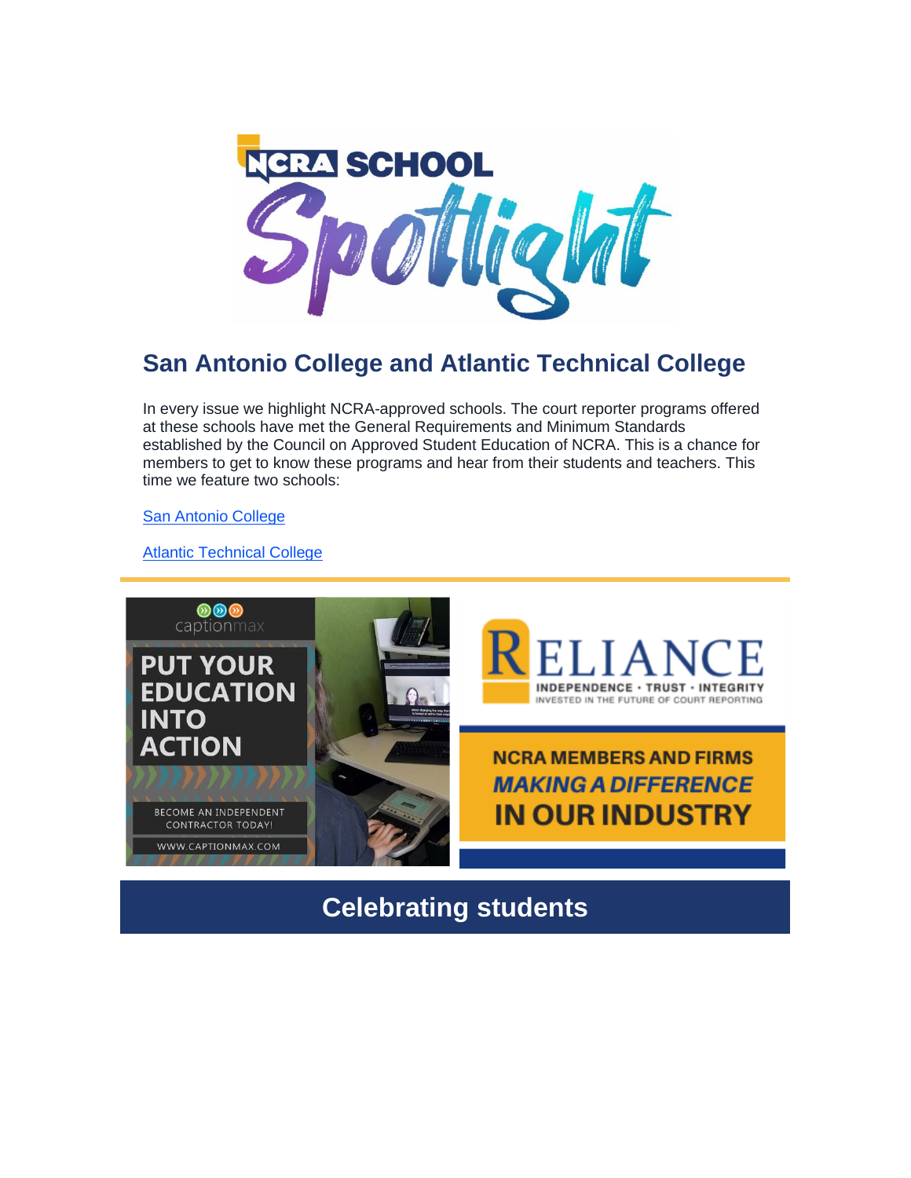# NCRA SCHOOL Spotlight

## San Antonio College and Atlantic Technical College

In every issue we highlight NCRA-approved schools. The court reporter programs offered at these schools have met the General Requirements and Minimum Standards established by the Council on Approved Student Education of NCRA. This is a chance for members to get to know these programs and hear from their students and teachers. This time we feature two schools:

[San Antonio College]

[Atlantic Technical College]

captionmax

PUT YOUR EDUCATION INTO ACTION

BECOME AN INDEPENDENT CONTRACTOR TODAY!

WWW.CAPTIONMAX.COM

RELIANCE

INDEPENDENCE • TRUST • INTEGRITY

INVESTED IN THE FUTURE OF COURT REPORTING

NCRA MEMBERS AND FIRMS *MAKING A DIFFERENCE* IN OUR INDUSTRY

## Celebrating students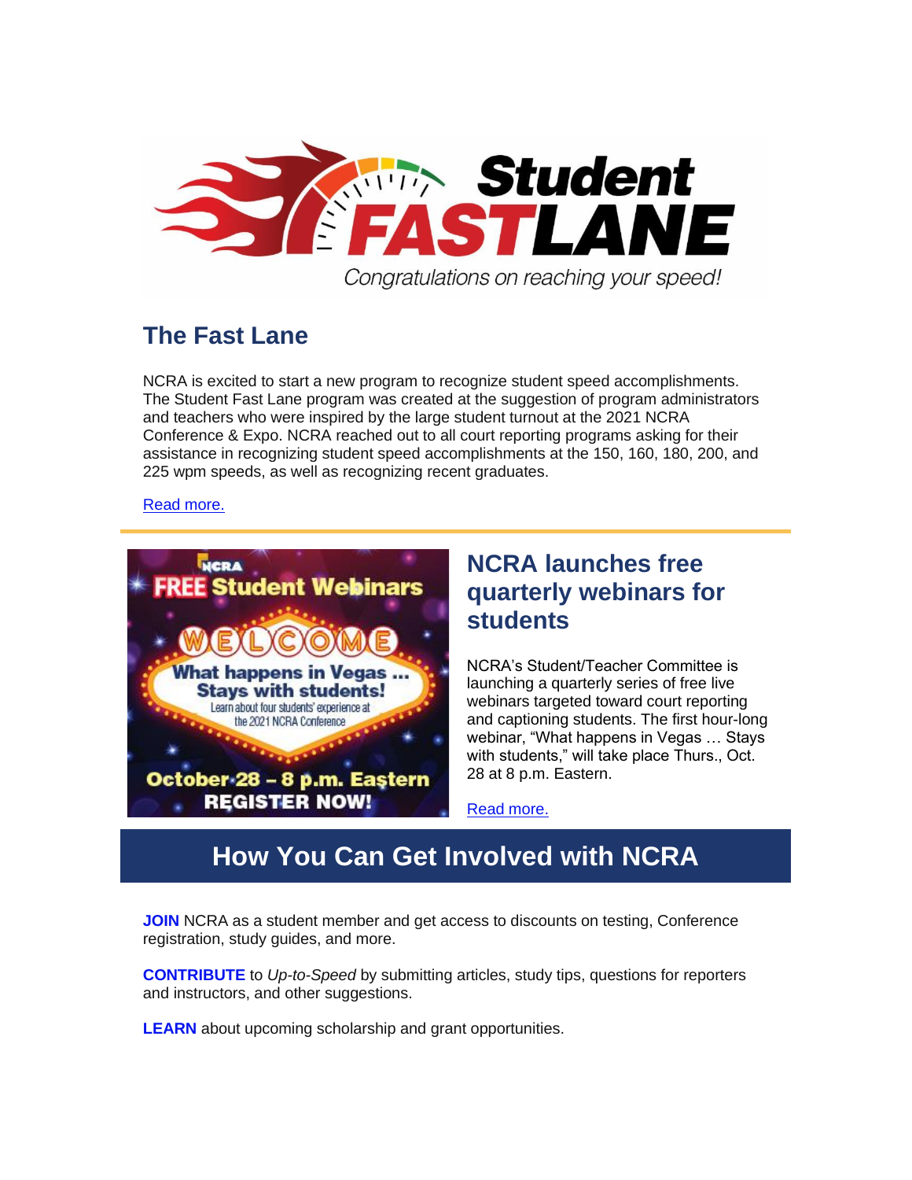## The Fast Lane

NCRA is excited to start a new program to recognize student speed accomplishments. The Student Fast Lane program was created at the suggestion of program administrators and teachers who were inspired by the large student turnout at the 2021 NCRA Conference & Expo. NCRA reached out to all court reporting programs asking for their assistance in recognizing student speed accomplishments at the 150, 160, 180, 200, and 225 wpm speeds, as well as recognizing recent graduates.

Read more.

## NCRA launches free quarterly webinars for students

NCRA's Student/Teacher Committee is launching a quarterly series of free live webinars targeted toward court reporting and captioning students. The first hour-long webinar, "What happens in Vegas … Stays with students," will take place Thurs., Oct. 28 at 8 p.m. Eastern.

Read more.

## How You Can Get Involved with NCRA

**JOIN** NCRA as a student member and get access to discounts on testing, Conference registration, study guides, and more.

**CONTRIBUTE** to *Up-to-Speed* by submitting articles, study tips, questions for reporters and instructors, and other suggestions.

**LEARN** about upcoming scholarship and grant opportunities.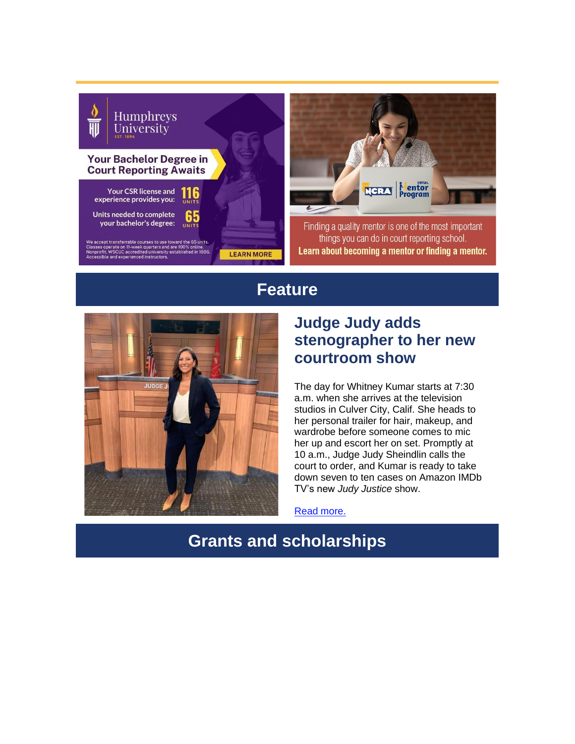Humphreys University
EST. 1896

**Your Bachelor Degree in Court Reporting Awaits**

Your CSR license and experience provides you: **116** UNITS

Units needed to complete your bachelor's degree: **65** UNITS

We accept transferrable courses to use toward the 65 units.
Classes operate on 11-week quarters and are 100% online.
Nonprofit, WSCUC accredited university established in 1896.
Accessible and experienced instructors.

LEARN MORE

NCRA Virtual Mentor Program

Finding a quality mentor is one of the most important things you can do in court reporting school.
**Learn about becoming a mentor or finding a mentor.**

## Feature

### Judge Judy adds stenographer to her new courtroom show

The day for Whitney Kumar starts at 7:30 a.m. when she arrives at the television studios in Culver City, Calif. She heads to her personal trailer for hair, makeup, and wardrobe before someone comes to mic her up and escort her on set. Promptly at 10 a.m., Judge Judy Sheindlin calls the court to order, and Kumar is ready to take down seven to ten cases on Amazon IMDb TV's new *Judy Justice* show.

Read more.

## Grants and scholarships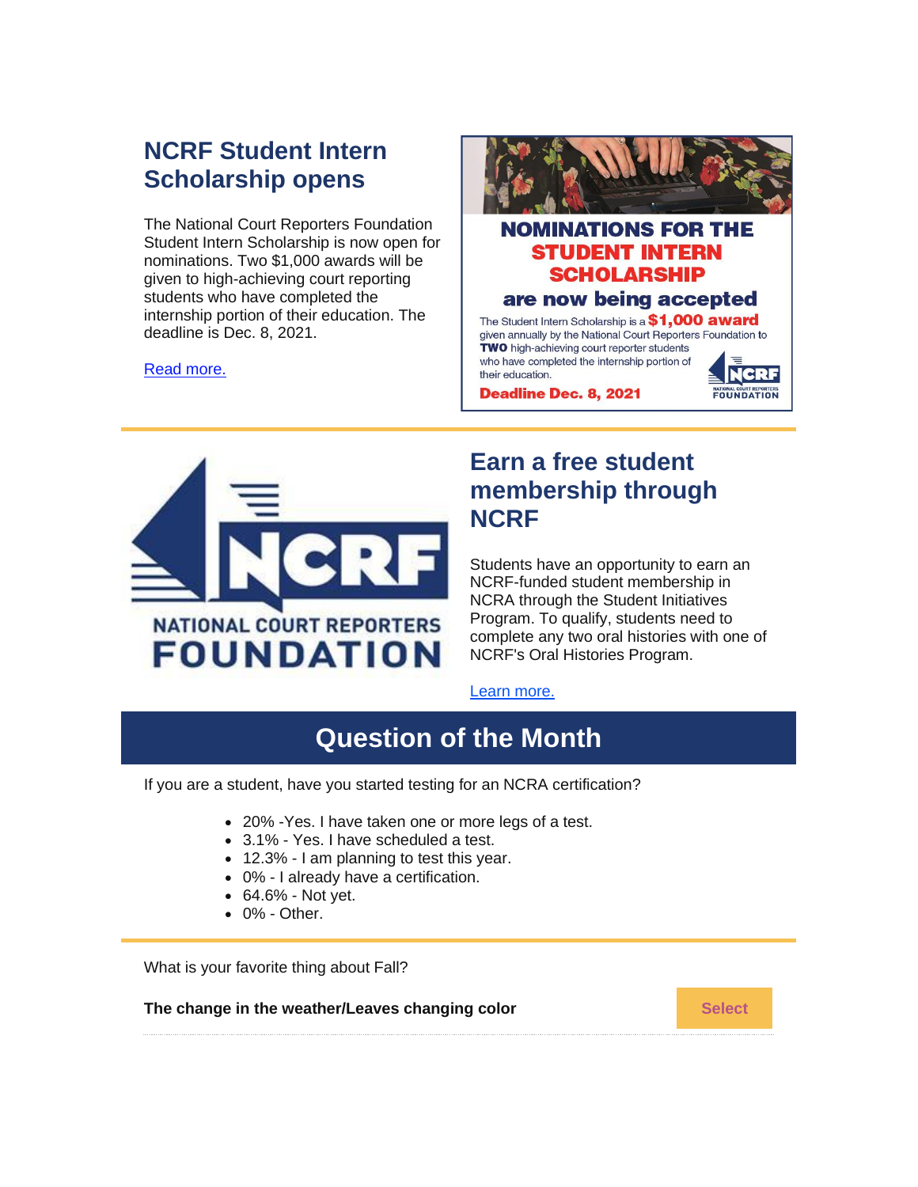## NCRF Student Intern Scholarship opens

The National Court Reporters Foundation Student Intern Scholarship is now open for nominations. Two $1,000 awards will be given to high-achieving court reporting students who have completed the internship portion of their education. The deadline is Dec. 8, 2021.

Read more.

**NOMINATIONS FOR THE STUDENT INTERN SCHOLARSHIP are now being accepted**

The Student Intern Scholarship is a **$1,000 award** given annually by the National Court Reporters Foundation to **TWO** high-achieving court reporter students who have completed the internship portion of their education.

**Deadline Dec. 8, 2021**

NCRF NATIONAL COURT REPORTERS FOUNDATION

---

NCRF NATIONAL COURT REPORTERS FOUNDATION

## Earn a free student membership through NCRF

Students have an opportunity to earn an NCRF-funded student membership in NCRA through the Student Initiatives Program. To qualify, students need to complete any two oral histories with one of NCRF's Oral Histories Program.

Learn more.

## Question of the Month

If you are a student, have you started testing for an NCRA certification?

- 20% -Yes. I have taken one or more legs of a test.
- 3.1% - Yes. I have scheduled a test.
- 12.3% - I am planning to test this year.
- 0% - I already have a certification.
- 64.6% - Not yet.
- 0% - Other.

---

What is your favorite thing about Fall?

**The change in the weather/Leaves changing color** Select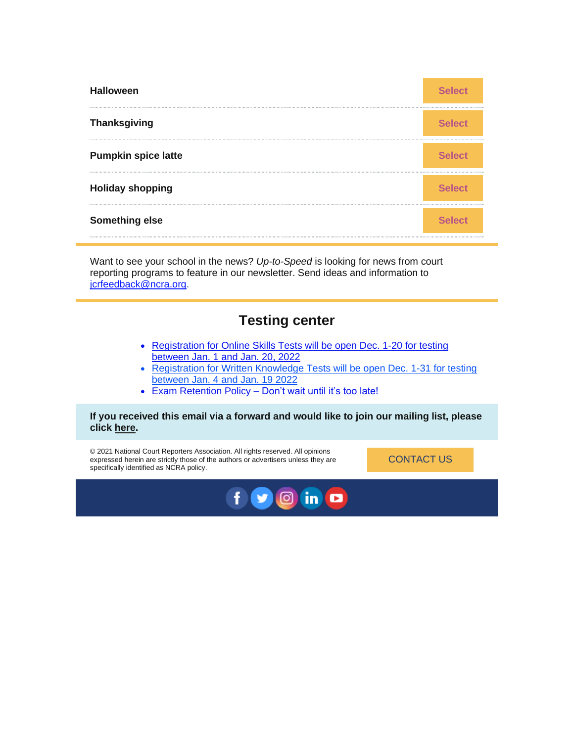| | |
|---|---|
| **Halloween** | Select |
| **Thanksgiving** | Select |
| **Pumpkin spice latte** | Select |
| **Holiday shopping** | Select |
| **Something else** | Select |

Want to see your school in the news? *Up-to-Speed* is looking for news from court reporting programs to feature in our newsletter. Send ideas and information to jcrfeedback@ncra.org.

## Testing center

- Registration for Online Skills Tests will be open Dec. 1-20 for testing between Jan. 1 and Jan. 20, 2022
- Registration for Written Knowledge Tests will be open Dec. 1-31 for testing between Jan. 4 and Jan. 19 2022
- Exam Retention Policy – Don't wait until it's too late!

**If you received this email via a forward and would like to join our mailing list, please click here.**

© 2021 National Court Reporters Association. All rights reserved. All opinions expressed herein are strictly those of the authors or advertisers unless they are specifically identified as NCRA policy.

CONTACT US